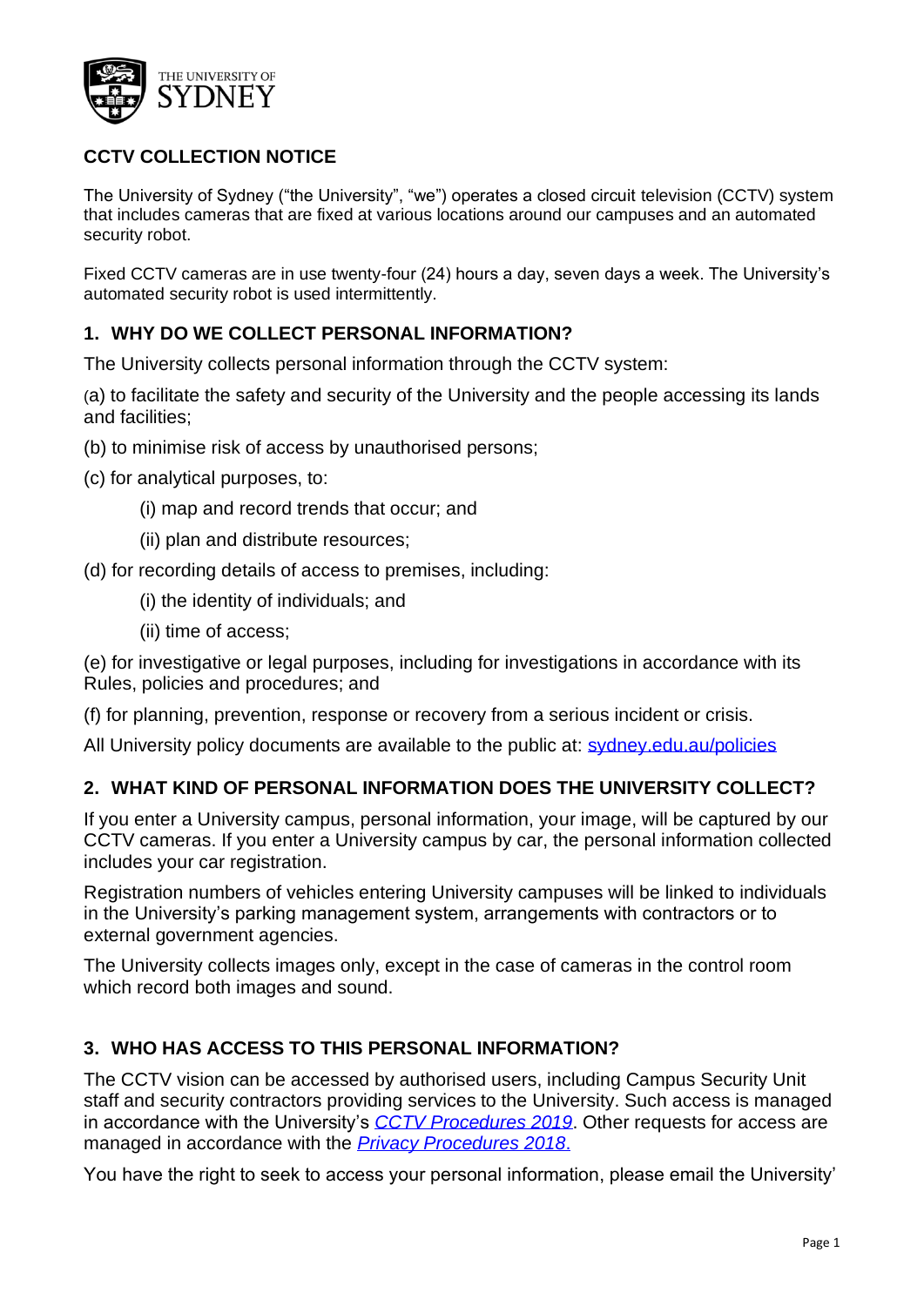# CCTV COLLECTION NOTICE

The University of Sydney ("the University", "we") operates a closed circuit television (CCTV) system that includes cameras that are fixed at various locations around our campuses and an automated security robot.

Fixed CCTV cameras are in use twenty-four (24) hours a day, seven days a week. The University's automated security robot is used intermittently.

## 1. WHY DO WE COLLECT PERSONAL INFORMATION?

The University collects personal information through the CCTV system:

(a) to facilitate the safety and security of the University and the people accessing its lands and facilities;

(b) to minimise risk of access by unauthorised persons;

(c) for analytical purposes, to:

- (i) map and record trends that occur; and
- (ii) plan and distribute resources;

(d) for recording details of access to premises, including:

- (i) the identity of individuals; and
- (ii) time of access;

(e) for investigative or legal purposes, including for investigations in accordance with its Rules, policies and procedures; and

(f) for planning, prevention, response or recovery from a serious incident or crisis.

All University policy documents are available to the public at: [sydney.edu.au/policies](sydney.edu.au/policies)

## 2. WHAT KIND OF PERSONAL INFORMATION DOES THE UNIVERSITY COLLECT?

If you enter a University campus, personal information, your image, will be captured by our CCTV cameras. If you enter a University campus by car, the personal information collected includes your car registration.

Registration numbers of vehicles entering University campuses will be linked to individuals in the University's parking management system, arrangements with contractors or to external government agencies.

The University collects images only, except in the case of cameras in the control room which record both images and sound.

## 3. WHO HAS ACCESS TO THIS PERSONAL INFORMATION?

The CCTV vision can be accessed by authorised users, including Campus Security Unit staff and security contractors providing services to the University. Such access is managed in accordance with the University's *CCTV Procedures 2019*. Other requests for access are managed in accordance with the *Privacy Procedures 2018*.

You have the right to seek to access your personal information, please email the University'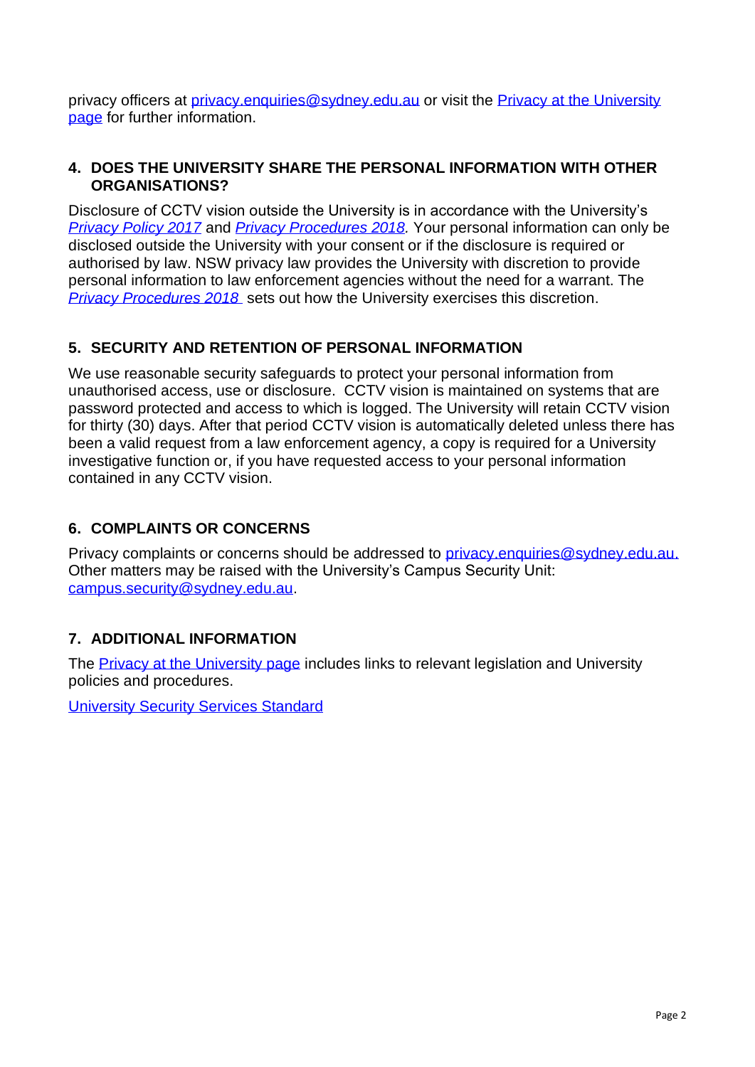privacy officers at privacy.enquiries@sydney.edu.au or visit the Privacy at the University page for further information.

## 4. DOES THE UNIVERSITY SHARE THE PERSONAL INFORMATION WITH OTHER ORGANISATIONS?

Disclosure of CCTV vision outside the University is in accordance with the University's *Privacy Policy 2017* and *Privacy Procedures 2018.* Your personal information can only be disclosed outside the University with your consent or if the disclosure is required or authorised by law. NSW privacy law provides the University with discretion to provide personal information to law enforcement agencies without the need for a warrant. The *Privacy Procedures 2018* sets out how the University exercises this discretion.

## 5. SECURITY AND RETENTION OF PERSONAL INFORMATION

We use reasonable security safeguards to protect your personal information from unauthorised access, use or disclosure. CCTV vision is maintained on systems that are password protected and access to which is logged. The University will retain CCTV vision for thirty (30) days. After that period CCTV vision is automatically deleted unless there has been a valid request from a law enforcement agency, a copy is required for a University investigative function or, if you have requested access to your personal information contained in any CCTV vision.

## 6. COMPLAINTS OR CONCERNS

Privacy complaints or concerns should be addressed to privacy.enquiries@sydney.edu.au. Other matters may be raised with the University's Campus Security Unit: campus.security@sydney.edu.au.

## 7. ADDITIONAL INFORMATION

The Privacy at the University page includes links to relevant legislation and University policies and procedures.

University Security Services Standard